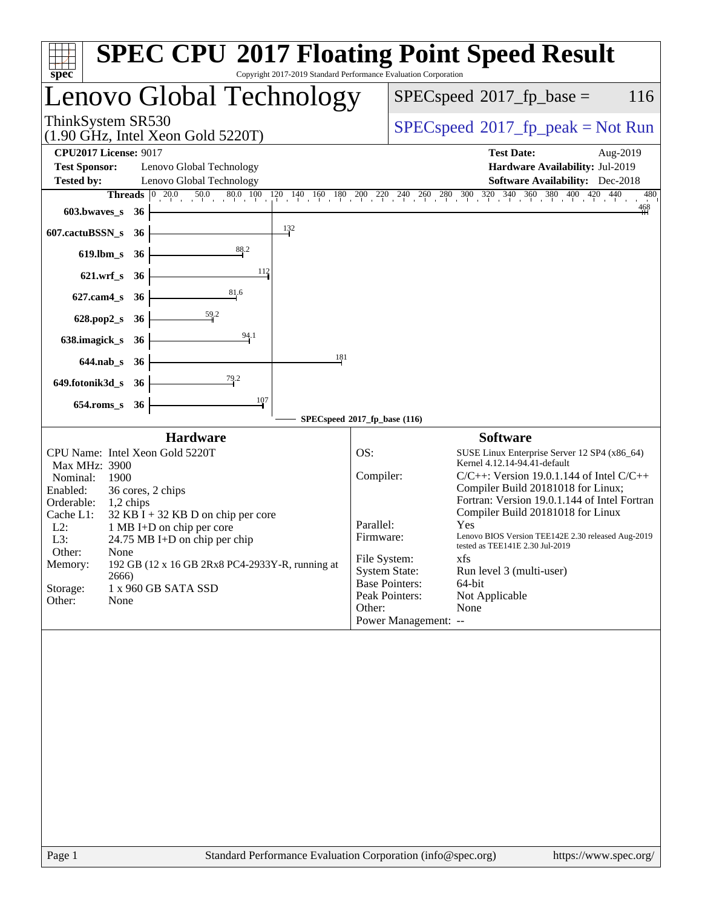# SPEC CPU 2017 Floating Point Speed Result

Copyright 2017-2019 Standard Performance Evaluation Corporation

## Lenovo Global Technology

ThinkSystem SR530
(1.90 GHz, Intel Xeon Gold 5220T)

SPECspeed 2017_fp_base = 116

SPECspeed 2017_fp_peak = Not Run

**CPU2017 License:** 9017
**Test Sponsor:** Lenovo Global Technology
**Tested by:** Lenovo Global Technology

**Test Date:** Aug-2019
**Hardware Availability:** Jul-2019
**Software Availability:** Dec-2018

| Benchmark | Threads | SPECspeed 2017_fp_base |
|---|---|---|
| 603.bwaves_s | 36 | 468 |
| 607.cactuBSSN_s | 36 | 132 |
| 619.lbm_s | 36 | 88.2 |
| 621.wrf_s | 36 | 112 |
| 627.cam4_s | 36 | 81.6 |
| 628.pop2_s | 36 | 59.2 |
| 638.imagick_s | 36 | 94.1 |
| 644.nab_s | 36 | 181 |
| 649.fotonik3d_s | 36 | 79.2 |
| 654.roms_s | 36 | 107 |

SPECspeed 2017_fp_base (116)

### Hardware

- CPU Name: Intel Xeon Gold 5220T
- Max MHz: 3900
- Nominal: 1900
- Enabled: 36 cores, 2 chips
- Orderable: 1,2 chips
- Cache L1: 32 KB I + 32 KB D on chip per core
- L2: 1 MB I+D on chip per core
- L3: 24.75 MB I+D on chip per chip
- Other: None
- Memory: 192 GB (12 x 16 GB 2Rx8 PC4-2933Y-R, running at 2666)
- Storage: 1 x 960 GB SATA SSD
- Other: None

### Software

- OS: SUSE Linux Enterprise Server 12 SP4 (x86_64) Kernel 4.12.14-94.41-default
- Compiler: C/C++: Version 19.0.1.144 of Intel C/C++ Compiler Build 20181018 for Linux; Fortran: Version 19.0.1.144 of Intel Fortran Compiler Build 20181018 for Linux
- Parallel: Yes
- Firmware: Lenovo BIOS Version TEE142E 2.30 released Aug-2019 tested as TEE141E 2.30 Jul-2019
- File System: xfs
- System State: Run level 3 (multi-user)
- Base Pointers: 64-bit
- Peak Pointers: Not Applicable
- Other: None
- Power Management: --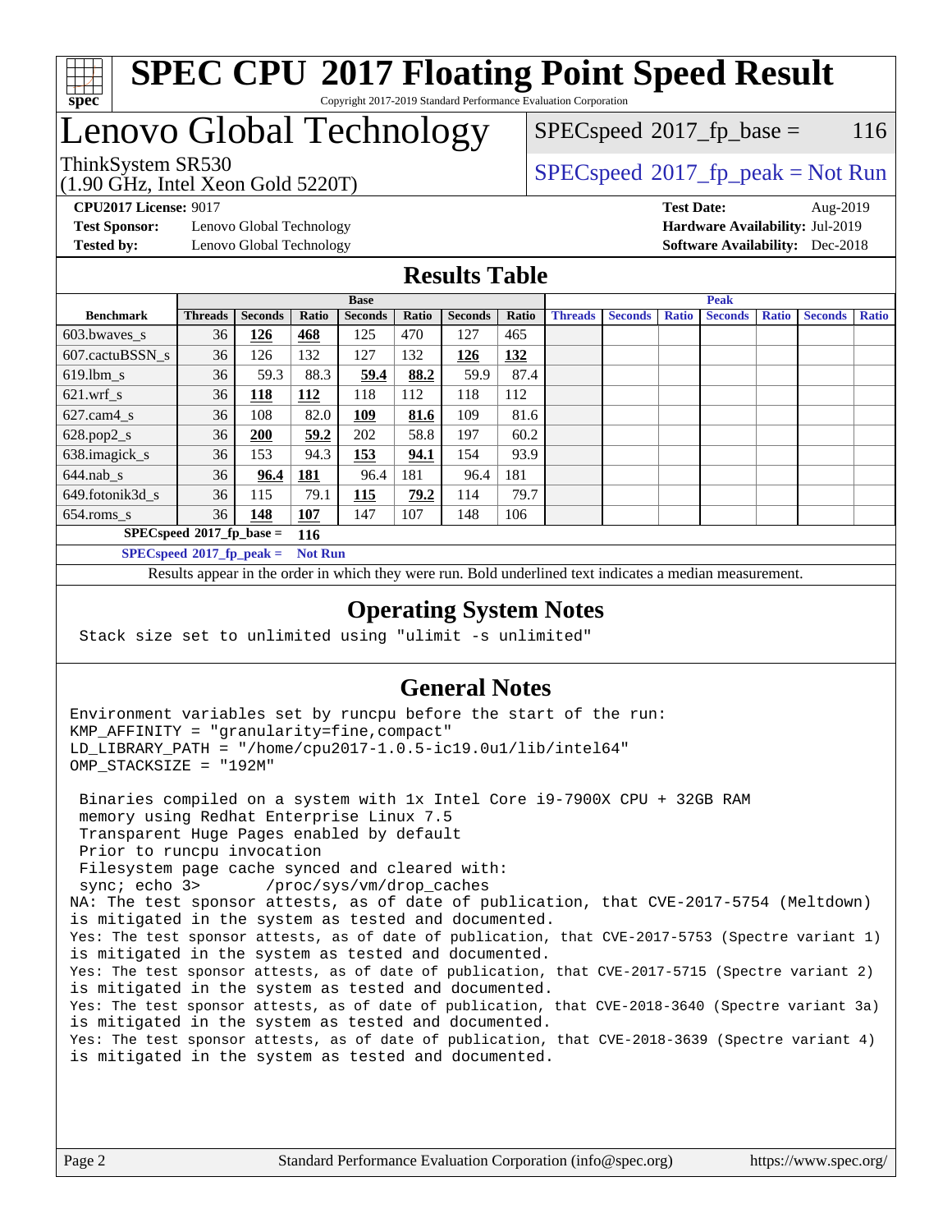# SPEC CPU 2017 Floating Point Speed Result

Copyright 2017-2019 Standard Performance Evaluation Corporation

# Lenovo Global Technology

ThinkSystem SR530
(1.90 GHz, Intel Xeon Gold 5220T)

SPECspeed 2017_fp_base = 116

SPECspeed 2017_fp_peak = Not Run

**CPU2017 License:** 9017
**Test Sponsor:** Lenovo Global Technology
**Tested by:** Lenovo Global Technology

**Test Date:** Aug-2019
**Hardware Availability:** Jul-2019
**Software Availability:** Dec-2018

## Results Table

| Benchmark | Base | | | | | | | Peak | | | | | | |
|---|---|---|---|---|---|---|---|---|---|---|---|---|---|---|
| | Threads | Seconds | Ratio | Seconds | Ratio | Seconds | Ratio | Threads | Seconds | Ratio | Seconds | Ratio | Seconds | Ratio |
| 603.bwaves_s | 36 | **126** | **468** | 125 | 470 | 127 | 465 | | | | | | | |
| 607.cactuBSSN_s | 36 | 126 | 132 | 127 | 132 | **126** | **132** | | | | | | | |
| 619.lbm_s | 36 | 59.3 | 88.3 | **59.4** | **88.2** | 59.9 | 87.4 | | | | | | | |
| 621.wrf_s | 36 | **118** | **112** | 118 | 112 | 118 | 112 | | | | | | | |
| 627.cam4_s | 36 | 108 | 82.0 | **109** | **81.6** | 109 | 81.6 | | | | | | | |
| 628.pop2_s | 36 | **200** | **59.2** | 202 | 58.8 | 197 | 60.2 | | | | | | | |
| 638.imagick_s | 36 | 153 | 94.3 | **153** | **94.1** | 154 | 93.9 | | | | | | | |
| 644.nab_s | 36 | **96.4** | **181** | 96.4 | 181 | 96.4 | 181 | | | | | | | |
| 649.fotonik3d_s | 36 | 115 | 79.1 | **115** | **79.2** | 114 | 79.7 | | | | | | | |
| 654.roms_s | 36 | **148** | **107** | 147 | 107 | 148 | 106 | | | | | | | |

**SPECspeed 2017_fp_base = 116**

**SPECspeed 2017_fp_peak = Not Run**

Results appear in the order in which they were run. Bold underlined text indicates a median measurement.

## Operating System Notes

```
Stack size set to unlimited using "ulimit -s unlimited"
```

## General Notes

```
Environment variables set by runcpu before the start of the run:
KMP_AFFINITY = "granularity=fine,compact"
LD_LIBRARY_PATH = "/home/cpu2017-1.0.5-ic19.0u1/lib/intel64"
OMP_STACKSIZE = "192M"

 Binaries compiled on a system with 1x Intel Core i9-7900X CPU + 32GB RAM
 memory using Redhat Enterprise Linux 7.5
 Transparent Huge Pages enabled by default
 Prior to runcpu invocation
 Filesystem page cache synced and cleared with:
 sync; echo 3>       /proc/sys/vm/drop_caches
NA: The test sponsor attests, as of date of publication, that CVE-2017-5754 (Meltdown)
is mitigated in the system as tested and documented.
Yes: The test sponsor attests, as of date of publication, that CVE-2017-5753 (Spectre variant 1)
is mitigated in the system as tested and documented.
Yes: The test sponsor attests, as of date of publication, that CVE-2017-5715 (Spectre variant 2)
is mitigated in the system as tested and documented.
Yes: The test sponsor attests, as of date of publication, that CVE-2018-3640 (Spectre variant 3a)
is mitigated in the system as tested and documented.
Yes: The test sponsor attests, as of date of publication, that CVE-2018-3639 (Spectre variant 4)
is mitigated in the system as tested and documented.
```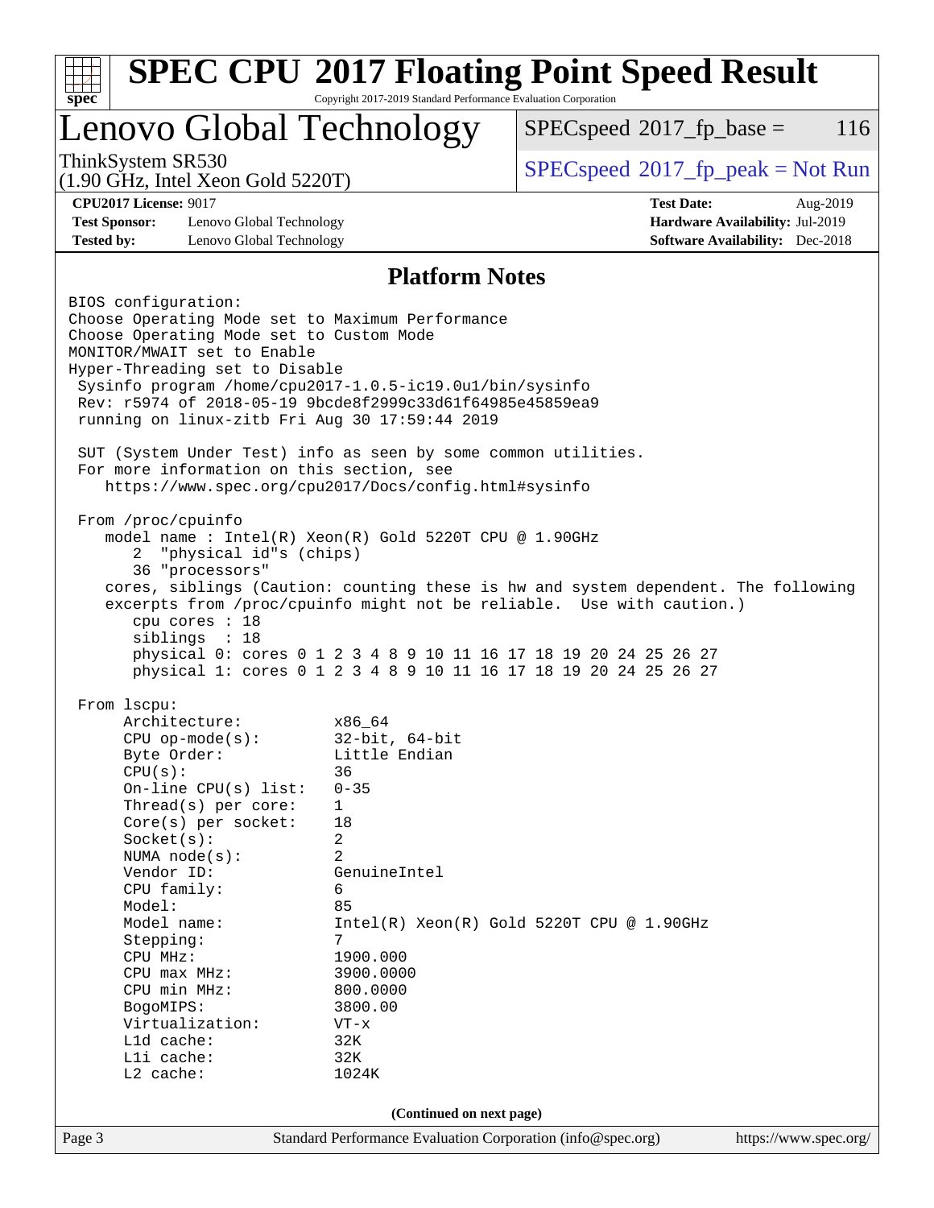# SPEC CPU 2017 Floating Point Speed Result

Copyright 2017-2019 Standard Performance Evaluation Corporation

## Lenovo Global Technology

ThinkSystem SR530
(1.90 GHz, Intel Xeon Gold 5220T)

SPECspeed 2017_fp_base = 116

SPECspeed 2017_fp_peak = Not Run

**CPU2017 License:** 9017
**Test Sponsor:** Lenovo Global Technology
**Tested by:** Lenovo Global Technology

**Test Date:** Aug-2019
**Hardware Availability:** Jul-2019
**Software Availability:** Dec-2018

### Platform Notes

```
BIOS configuration:
Choose Operating Mode set to Maximum Performance
Choose Operating Mode set to Custom Mode
MONITOR/MWAIT set to Enable
Hyper-Threading set to Disable
 Sysinfo program /home/cpu2017-1.0.5-ic19.0u1/bin/sysinfo
 Rev: r5974 of 2018-05-19 9bcde8f2999c33d61f64985e45859ea9
 running on linux-zitb Fri Aug 30 17:59:44 2019

 SUT (System Under Test) info as seen by some common utilities.
 For more information on this section, see
    https://www.spec.org/cpu2017/Docs/config.html#sysinfo

 From /proc/cpuinfo
    model name : Intel(R) Xeon(R) Gold 5220T CPU @ 1.90GHz
       2  "physical id"s (chips)
       36 "processors"
    cores, siblings (Caution: counting these is hw and system dependent. The following
    excerpts from /proc/cpuinfo might not be reliable.  Use with caution.)
       cpu cores : 18
       siblings  : 18
       physical 0: cores 0 1 2 3 4 8 9 10 11 16 17 18 19 20 24 25 26 27
       physical 1: cores 0 1 2 3 4 8 9 10 11 16 17 18 19 20 24 25 26 27

 From lscpu:
      Architecture:          x86_64
      CPU op-mode(s):        32-bit, 64-bit
      Byte Order:            Little Endian
      CPU(s):                36
      On-line CPU(s) list:   0-35
      Thread(s) per core:    1
      Core(s) per socket:    18
      Socket(s):             2
      NUMA node(s):          2
      Vendor ID:             GenuineIntel
      CPU family:            6
      Model:                 85
      Model name:            Intel(R) Xeon(R) Gold 5220T CPU @ 1.90GHz
      Stepping:              7
      CPU MHz:               1900.000
      CPU max MHz:           3900.0000
      CPU min MHz:           800.0000
      BogoMIPS:              3800.00
      Virtualization:        VT-x
      L1d cache:             32K
      L1i cache:             32K
      L2 cache:              1024K
```

**(Continued on next page)**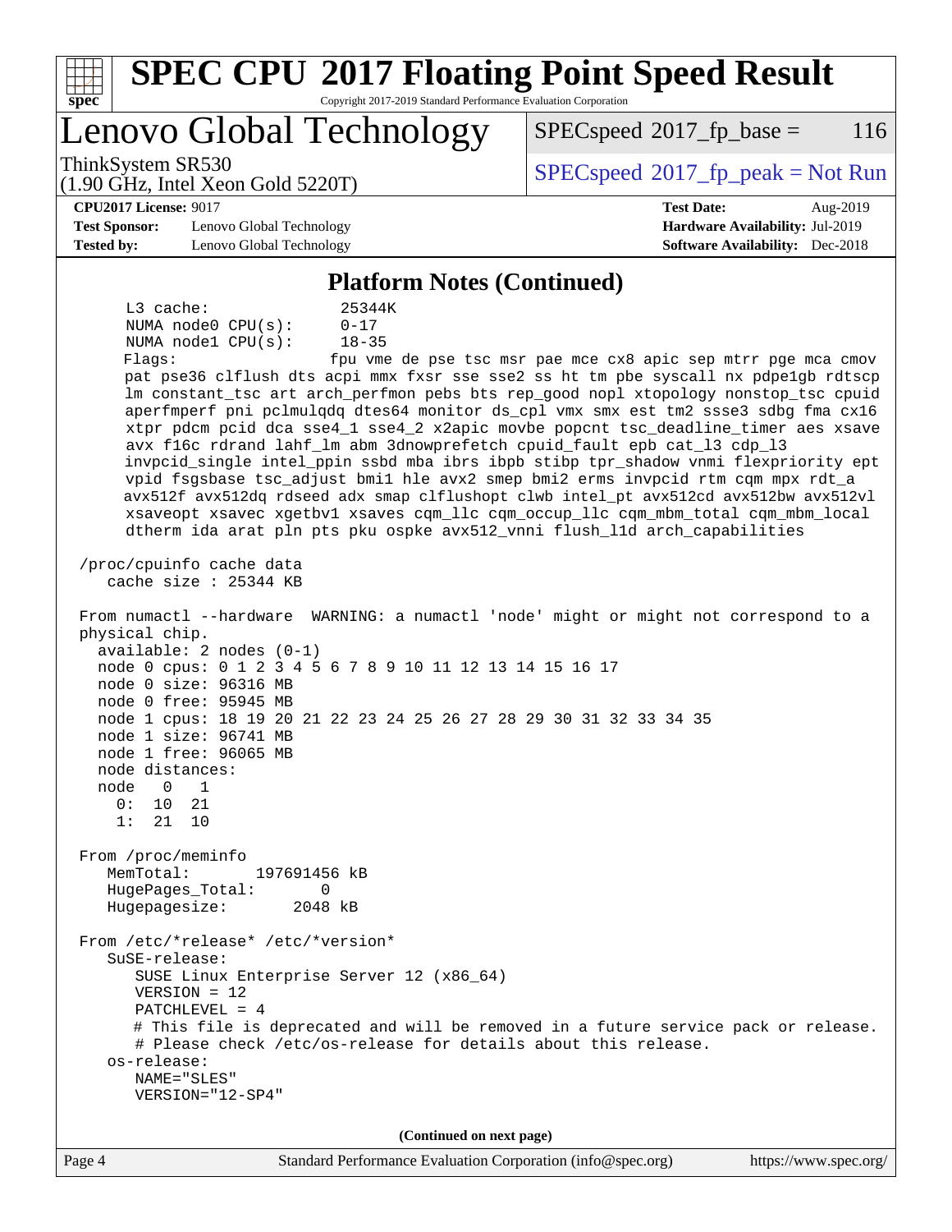## Platform Notes (Continued)

```
     L3 cache:              25344K
     NUMA node0 CPU(s):     0-17
     NUMA node1 CPU(s):     18-35
     Flags:                 fpu vme de pse tsc msr pae mce cx8 apic sep mtrr pge mca cmov
     pat pse36 clflush dts acpi mmx fxsr sse sse2 ss ht tm pbe syscall nx pdpe1gb rdtscp
     lm constant_tsc art arch_perfmon pebs bts rep_good nopl xtopology nonstop_tsc cpuid
     aperfmperf pni pclmulqdq dtes64 monitor ds_cpl vmx smx est tm2 ssse3 sdbg fma cx16
     xtpr pdcm pcid dca sse4_1 sse4_2 x2apic movbe popcnt tsc_deadline_timer aes xsave
     avx f16c rdrand lahf_lm abm 3dnowprefetch cpuid_fault epb cat_l3 cdp_l3
     invpcid_single intel_ppin ssbd mba ibrs ibpb stibp tpr_shadow vnmi flexpriority ept
     vpid fsgsbase tsc_adjust bmi1 hle avx2 smep bmi2 erms invpcid rtm cqm mpx rdt_a
     avx512f avx512dq rdseed adx smap clflushopt clwb intel_pt avx512cd avx512bw avx512vl
     xsaveopt xsavec xgetbv1 xsaves cqm_llc cqm_occup_llc cqm_mbm_total cqm_mbm_local
     dtherm ida arat pln pts pku ospke avx512_vnni flush_l1d arch_capabilities

 /proc/cpuinfo cache data
    cache size : 25344 KB

 From numactl --hardware  WARNING: a numactl 'node' might or might not correspond to a
 physical chip.
   available: 2 nodes (0-1)
   node 0 cpus: 0 1 2 3 4 5 6 7 8 9 10 11 12 13 14 15 16 17
   node 0 size: 96316 MB
   node 0 free: 95945 MB
   node 1 cpus: 18 19 20 21 22 23 24 25 26 27 28 29 30 31 32 33 34 35
   node 1 size: 96741 MB
   node 1 free: 96065 MB
   node distances:
   node   0   1
     0:  10  21
     1:  21  10

 From /proc/meminfo
    MemTotal:       197691456 kB
    HugePages_Total:       0
    Hugepagesize:       2048 kB

 From /etc/*release* /etc/*version*
    SuSE-release:
       SUSE Linux Enterprise Server 12 (x86_64)
       VERSION = 12
       PATCHLEVEL = 4
       # This file is deprecated and will be removed in a future service pack or release.
       # Please check /etc/os-release for details about this release.
    os-release:
       NAME="SLES"
       VERSION="12-SP4"
```

(Continued on next page)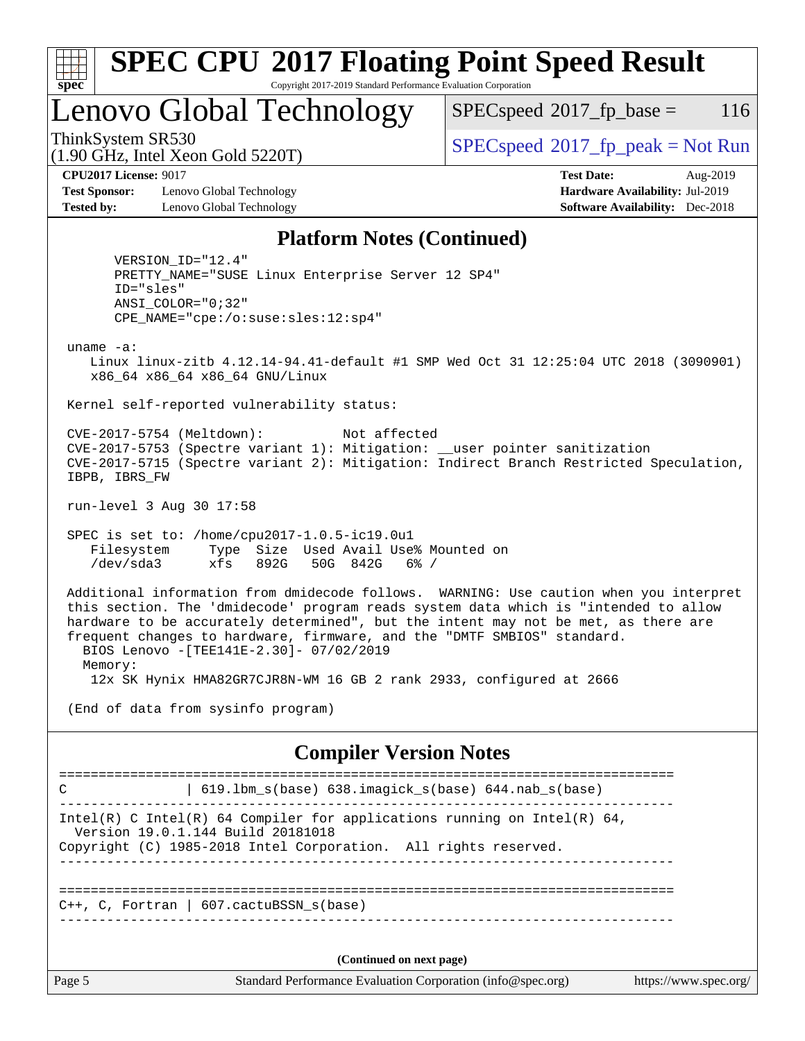# SPEC CPU 2017 Floating Point Speed Result

Copyright 2017-2019 Standard Performance Evaluation Corporation

## Lenovo Global Technology

ThinkSystem SR530
(1.90 GHz, Intel Xeon Gold 5220T)

SPECspeed 2017_fp_base = 116

SPECspeed 2017_fp_peak = Not Run

**CPU2017 License:** 9017
**Test Sponsor:** Lenovo Global Technology
**Tested by:** Lenovo Global Technology

**Test Date:** Aug-2019
**Hardware Availability:** Jul-2019
**Software Availability:** Dec-2018

### Platform Notes (Continued)

```
      VERSION_ID="12.4"
      PRETTY_NAME="SUSE Linux Enterprise Server 12 SP4"
      ID="sles"
      ANSI_COLOR="0;32"
      CPE_NAME="cpe:/o:suse:sles:12:sp4"

 uname -a:
    Linux linux-zitb 4.12.14-94.41-default #1 SMP Wed Oct 31 12:25:04 UTC 2018 (3090901)
    x86_64 x86_64 x86_64 GNU/Linux

 Kernel self-reported vulnerability status:

 CVE-2017-5754 (Meltdown):          Not affected
 CVE-2017-5753 (Spectre variant 1): Mitigation: __user pointer sanitization
 CVE-2017-5715 (Spectre variant 2): Mitigation: Indirect Branch Restricted Speculation,
 IBPB, IBRS_FW

 run-level 3 Aug 30 17:58

 SPEC is set to: /home/cpu2017-1.0.5-ic19.0u1
    Filesystem     Type  Size  Used Avail Use% Mounted on
    /dev/sda3      xfs   892G   50G  842G   6% /

 Additional information from dmidecode follows.  WARNING: Use caution when you interpret
 this section. The 'dmidecode' program reads system data which is "intended to allow
 hardware to be accurately determined", but the intent may not be met, as there are
 frequent changes to hardware, firmware, and the "DMTF SMBIOS" standard.
   BIOS Lenovo -[TEE141E-2.30]- 07/02/2019
   Memory:
    12x SK Hynix HMA82GR7CJR8N-WM 16 GB 2 rank 2933, configured at 2666

 (End of data from sysinfo program)
```

### Compiler Version Notes

```
==============================================================================
C               | 619.lbm_s(base) 638.imagick_s(base) 644.nab_s(base)
------------------------------------------------------------------------------
Intel(R) C Intel(R) 64 Compiler for applications running on Intel(R) 64,
  Version 19.0.1.144 Build 20181018
Copyright (C) 1985-2018 Intel Corporation.  All rights reserved.
------------------------------------------------------------------------------

==============================================================================
C++, C, Fortran | 607.cactuBSSN_s(base)
------------------------------------------------------------------------------
```

(Continued on next page)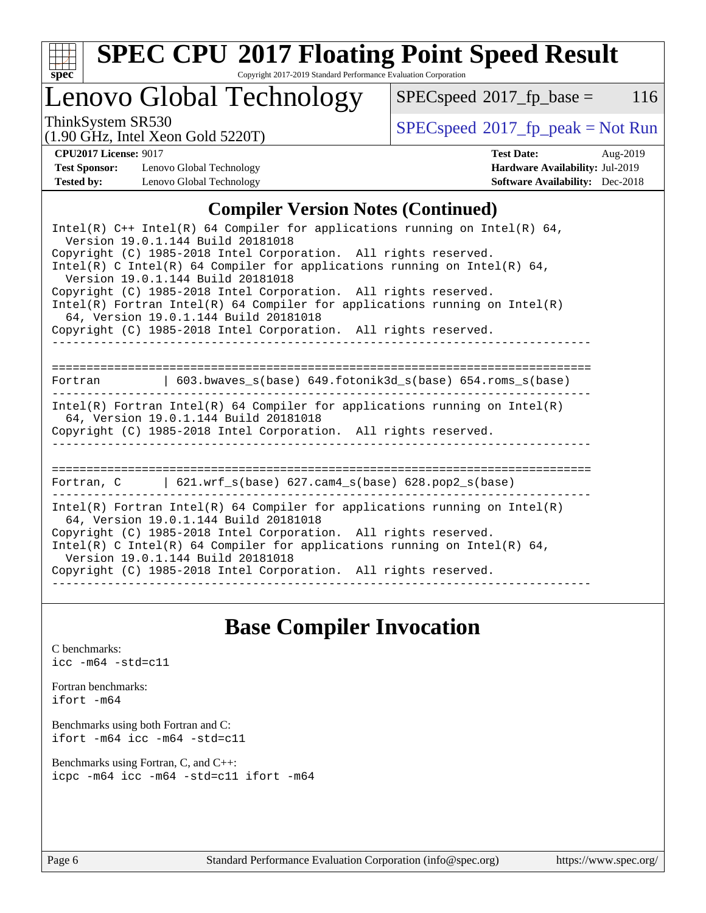## Compiler Version Notes (Continued)

```
Intel(R) C++ Intel(R) 64 Compiler for applications running on Intel(R) 64,
  Version 19.0.1.144 Build 20181018
Copyright (C) 1985-2018 Intel Corporation.  All rights reserved.
Intel(R) C Intel(R) 64 Compiler for applications running on Intel(R) 64,
  Version 19.0.1.144 Build 20181018
Copyright (C) 1985-2018 Intel Corporation.  All rights reserved.
Intel(R) Fortran Intel(R) 64 Compiler for applications running on Intel(R)
  64, Version 19.0.1.144 Build 20181018
Copyright (C) 1985-2018 Intel Corporation.  All rights reserved.
------------------------------------------------------------------------------

==============================================================================
Fortran          | 603.bwaves_s(base) 649.fotonik3d_s(base) 654.roms_s(base)
------------------------------------------------------------------------------
Intel(R) Fortran Intel(R) 64 Compiler for applications running on Intel(R)
  64, Version 19.0.1.144 Build 20181018
Copyright (C) 1985-2018 Intel Corporation.  All rights reserved.
------------------------------------------------------------------------------

==============================================================================
Fortran, C       | 621.wrf_s(base) 627.cam4_s(base) 628.pop2_s(base)
------------------------------------------------------------------------------
Intel(R) Fortran Intel(R) 64 Compiler for applications running on Intel(R)
  64, Version 19.0.1.144 Build 20181018
Copyright (C) 1985-2018 Intel Corporation.  All rights reserved.
Intel(R) C Intel(R) 64 Compiler for applications running on Intel(R) 64,
  Version 19.0.1.144 Build 20181018
Copyright (C) 1985-2018 Intel Corporation.  All rights reserved.
------------------------------------------------------------------------------
```

## Base Compiler Invocation

C benchmarks:
`icc -m64 -std=c11`

Fortran benchmarks:
`ifort -m64`

Benchmarks using both Fortran and C:
`ifort -m64 icc -m64 -std=c11`

Benchmarks using Fortran, C, and C++:
`icpc -m64 icc -m64 -std=c11 ifort -m64`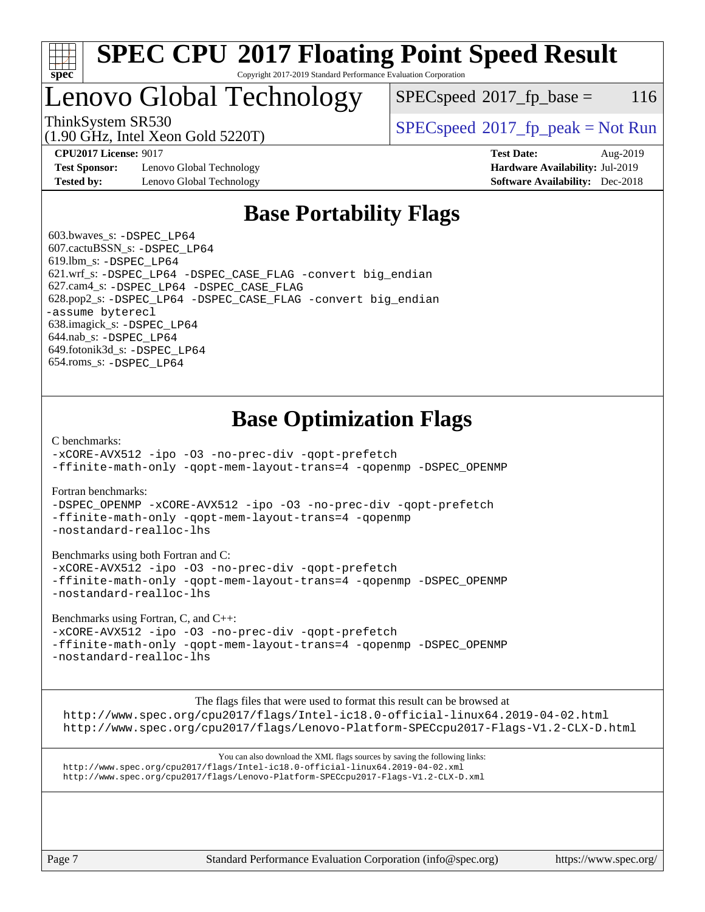# SPEC CPU 2017 Floating Point Speed Result

Copyright 2017-2019 Standard Performance Evaluation Corporation

## Lenovo Global Technology

ThinkSystem SR530
(1.90 GHz, Intel Xeon Gold 5220T)

SPECspeed 2017_fp_base = 116

SPECspeed 2017_fp_peak = Not Run

**CPU2017 License:** 9017
**Test Sponsor:** Lenovo Global Technology
**Tested by:** Lenovo Global Technology

**Test Date:** Aug-2019
**Hardware Availability:** Jul-2019
**Software Availability:** Dec-2018

## Base Portability Flags

603.bwaves_s: `-DSPEC_LP64`
607.cactuBSSN_s: `-DSPEC_LP64`
619.lbm_s: `-DSPEC_LP64`
621.wrf_s: `-DSPEC_LP64 -DSPEC_CASE_FLAG -convert big_endian`
627.cam4_s: `-DSPEC_LP64 -DSPEC_CASE_FLAG`
628.pop2_s: `-DSPEC_LP64 -DSPEC_CASE_FLAG -convert big_endian -assume byterecl`
638.imagick_s: `-DSPEC_LP64`
644.nab_s: `-DSPEC_LP64`
649.fotonik3d_s: `-DSPEC_LP64`
654.roms_s: `-DSPEC_LP64`

## Base Optimization Flags

C benchmarks:

```
-xCORE-AVX512 -ipo -O3 -no-prec-div -qopt-prefetch
-ffinite-math-only -qopt-mem-layout-trans=4 -qopenmp -DSPEC_OPENMP
```

Fortran benchmarks:

```
-DSPEC_OPENMP -xCORE-AVX512 -ipo -O3 -no-prec-div -qopt-prefetch
-ffinite-math-only -qopt-mem-layout-trans=4 -qopenmp
-nostandard-realloc-lhs
```

Benchmarks using both Fortran and C:

```
-xCORE-AVX512 -ipo -O3 -no-prec-div -qopt-prefetch
-ffinite-math-only -qopt-mem-layout-trans=4 -qopenmp -DSPEC_OPENMP
-nostandard-realloc-lhs
```

Benchmarks using Fortran, C, and C++:

```
-xCORE-AVX512 -ipo -O3 -no-prec-div -qopt-prefetch
-ffinite-math-only -qopt-mem-layout-trans=4 -qopenmp -DSPEC_OPENMP
-nostandard-realloc-lhs
```

The flags files that were used to format this result can be browsed at
http://www.spec.org/cpu2017/flags/Intel-ic18.0-official-linux64.2019-04-02.html
http://www.spec.org/cpu2017/flags/Lenovo-Platform-SPECcpu2017-Flags-V1.2-CLX-D.html

You can also download the XML flags sources by saving the following links:
http://www.spec.org/cpu2017/flags/Intel-ic18.0-official-linux64.2019-04-02.xml
http://www.spec.org/cpu2017/flags/Lenovo-Platform-SPECcpu2017-Flags-V1.2-CLX-D.xml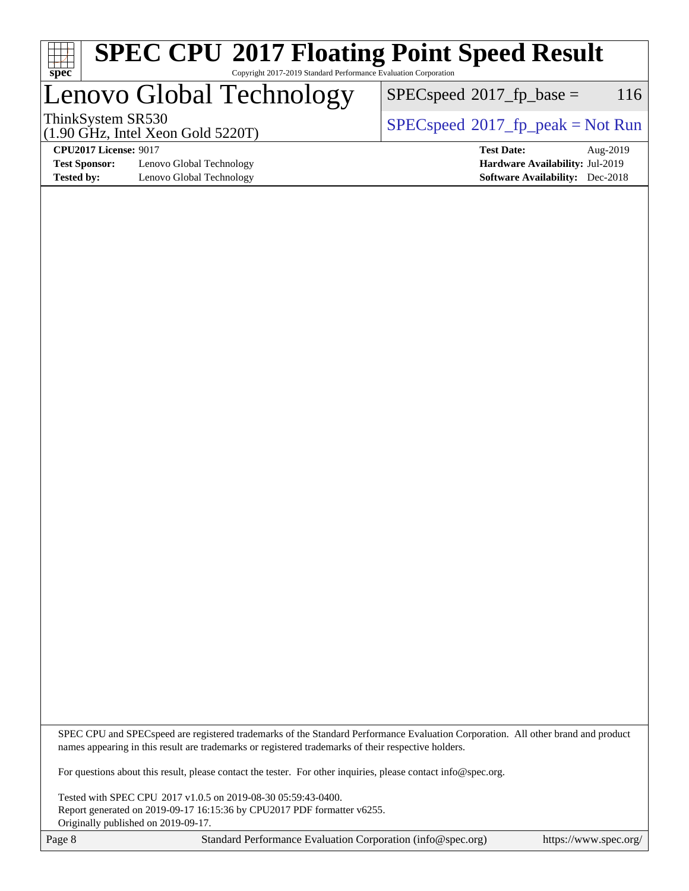SPEC CPU and SPECspeed are registered trademarks of the Standard Performance Evaluation Corporation. All other brand and product names appearing in this result are trademarks or registered trademarks of their respective holders.

For questions about this result, please contact the tester. For other inquiries, please contact info@spec.org.

Tested with SPEC CPU 2017 v1.0.5 on 2019-08-30 05:59:43-0400.
Report generated on 2019-09-17 16:15:36 by CPU2017 PDF formatter v6255.
Originally published on 2019-09-17.